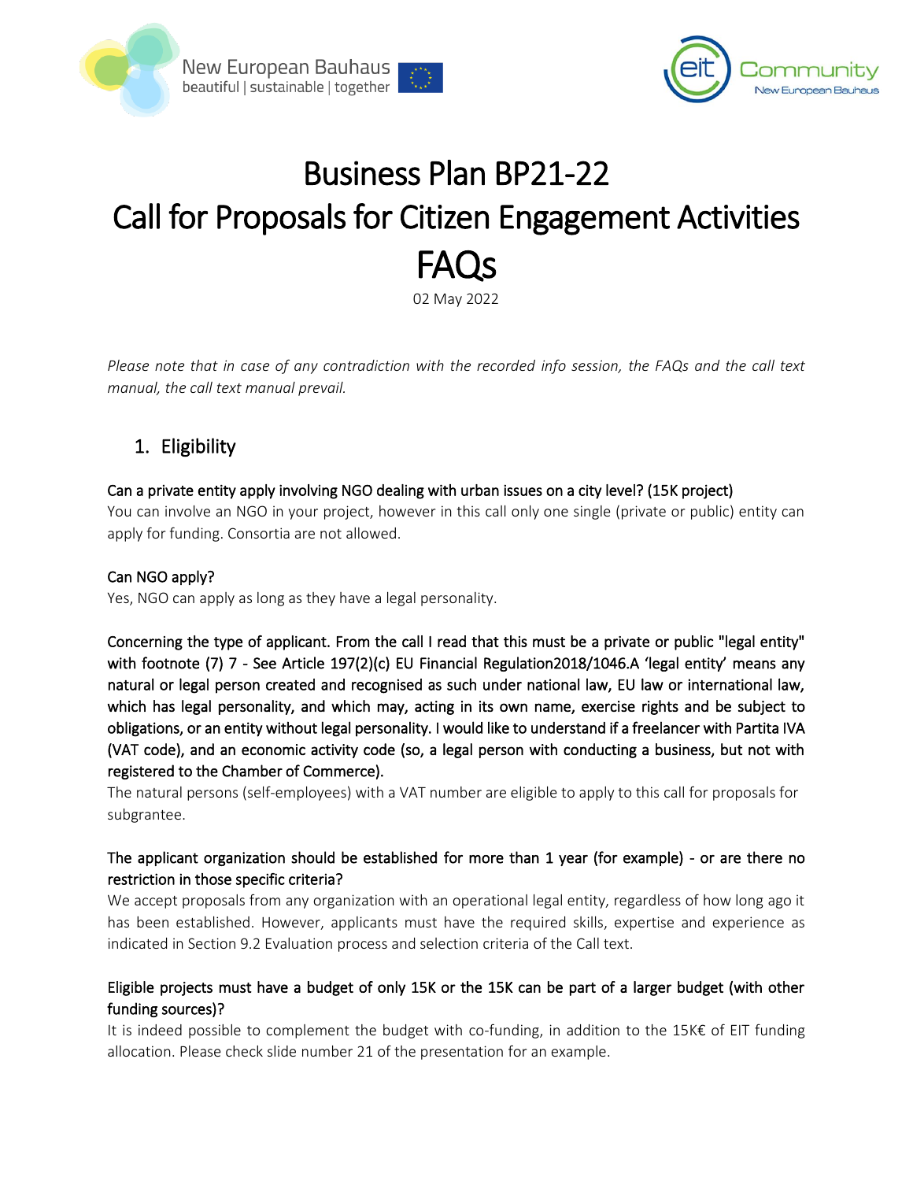# Business Plan BP21-22
# Call for Proposals for Citizen Engagement Activities
# FAQs

02 May 2022

*Please note that in case of any contradiction with the recorded info session, the FAQs and the call text manual, the call text manual prevail.*

## 1. Eligibility

**Can a private entity apply involving NGO dealing with urban issues on a city level? (15K project)**

You can involve an NGO in your project, however in this call only one single (private or public) entity can apply for funding. Consortia are not allowed.

**Can NGO apply?**

Yes, NGO can apply as long as they have a legal personality.

**Concerning the type of applicant. From the call I read that this must be a private or public "legal entity" with footnote (7) 7 - See Article 197(2)(c) EU Financial Regulation2018/1046.A 'legal entity' means any natural or legal person created and recognised as such under national law, EU law or international law, which has legal personality, and which may, acting in its own name, exercise rights and be subject to obligations, or an entity without legal personality. I would like to understand if a freelancer with Partita IVA (VAT code), and an economic activity code (so, a legal person with conducting a business, but not with registered to the Chamber of Commerce).**

The natural persons (self-employees) with a VAT number are eligible to apply to this call for proposals for subgrantee.

**The applicant organization should be established for more than 1 year (for example) - or are there no restriction in those specific criteria?**

We accept proposals from any organization with an operational legal entity, regardless of how long ago it has been established. However, applicants must have the required skills, expertise and experience as indicated in Section 9.2 Evaluation process and selection criteria of the Call text.

**Eligible projects must have a budget of only 15K or the 15K can be part of a larger budget (with other funding sources)?**

It is indeed possible to complement the budget with co-funding, in addition to the 15K€ of EIT funding allocation. Please check slide number 21 of the presentation for an example.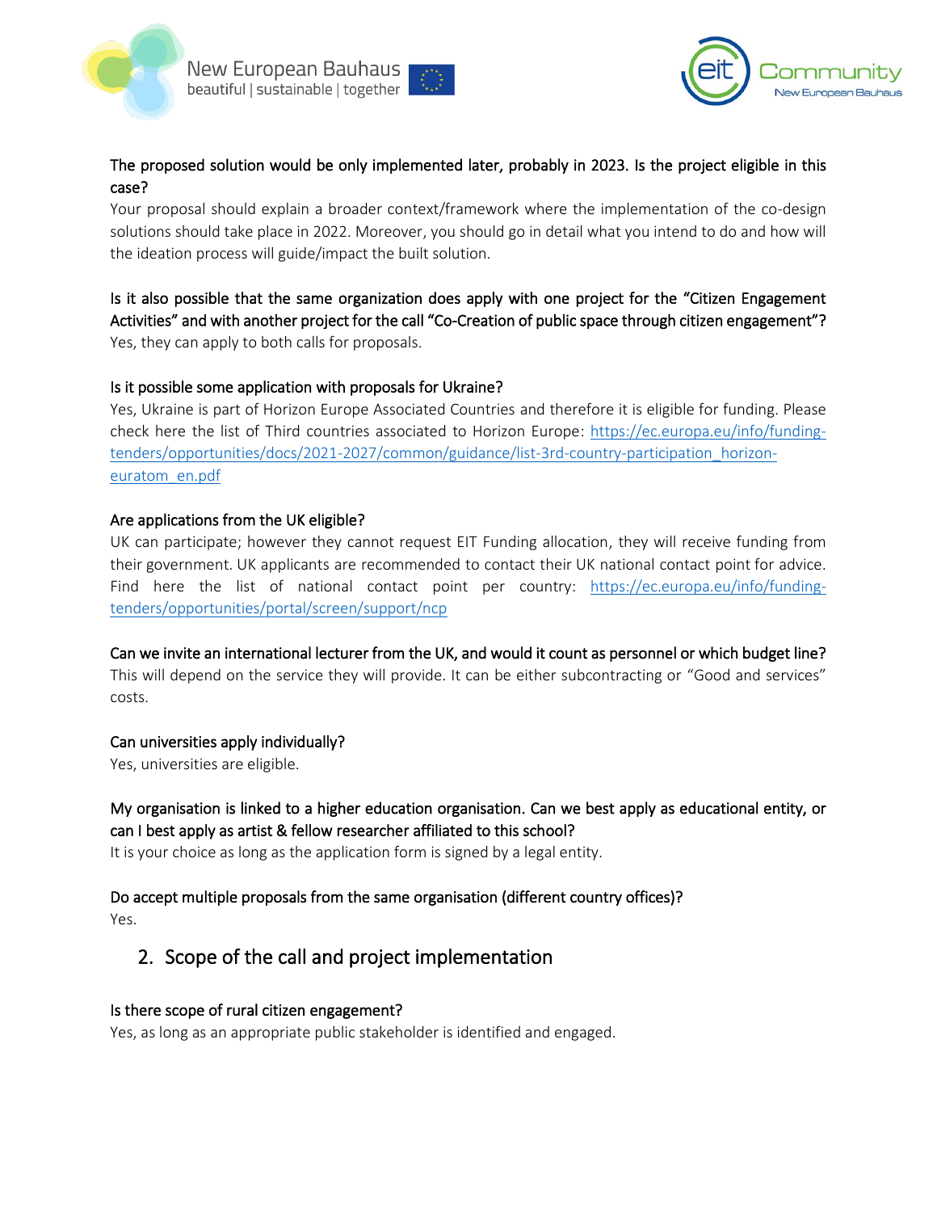**The proposed solution would be only implemented later, probably in 2023. Is the project eligible in this case?**

Your proposal should explain a broader context/framework where the implementation of the co-design solutions should take place in 2022. Moreover, you should go in detail what you intend to do and how will the ideation process will guide/impact the built solution.

**Is it also possible that the same organization does apply with one project for the "Citizen Engagement Activities" and with another project for the call "Co-Creation of public space through citizen engagement"?**

Yes, they can apply to both calls for proposals.

**Is it possible some application with proposals for Ukraine?**

Yes, Ukraine is part of Horizon Europe Associated Countries and therefore it is eligible for funding. Please check here the list of Third countries associated to Horizon Europe: [https://ec.europa.eu/info/funding-tenders/opportunities/docs/2021-2027/common/guidance/list-3rd-country-participation_horizon-euratom_en.pdf](https://ec.europa.eu/info/funding-tenders/opportunities/docs/2021-2027/common/guidance/list-3rd-country-participation_horizon-euratom_en.pdf)

**Are applications from the UK eligible?**

UK can participate; however they cannot request EIT Funding allocation, they will receive funding from their government. UK applicants are recommended to contact their UK national contact point for advice. Find here the list of national contact point per country: [https://ec.europa.eu/info/funding-tenders/opportunities/portal/screen/support/ncp](https://ec.europa.eu/info/funding-tenders/opportunities/portal/screen/support/ncp)

**Can we invite an international lecturer from the UK, and would it count as personnel or which budget line?**

This will depend on the service they will provide. It can be either subcontracting or "Good and services" costs.

**Can universities apply individually?**

Yes, universities are eligible.

**My organisation is linked to a higher education organisation. Can we best apply as educational entity, or can I best apply as artist & fellow researcher affiliated to this school?**

It is your choice as long as the application form is signed by a legal entity.

**Do accept multiple proposals from the same organisation (different country offices)?**

Yes.

## 2. Scope of the call and project implementation

**Is there scope of rural citizen engagement?**

Yes, as long as an appropriate public stakeholder is identified and engaged.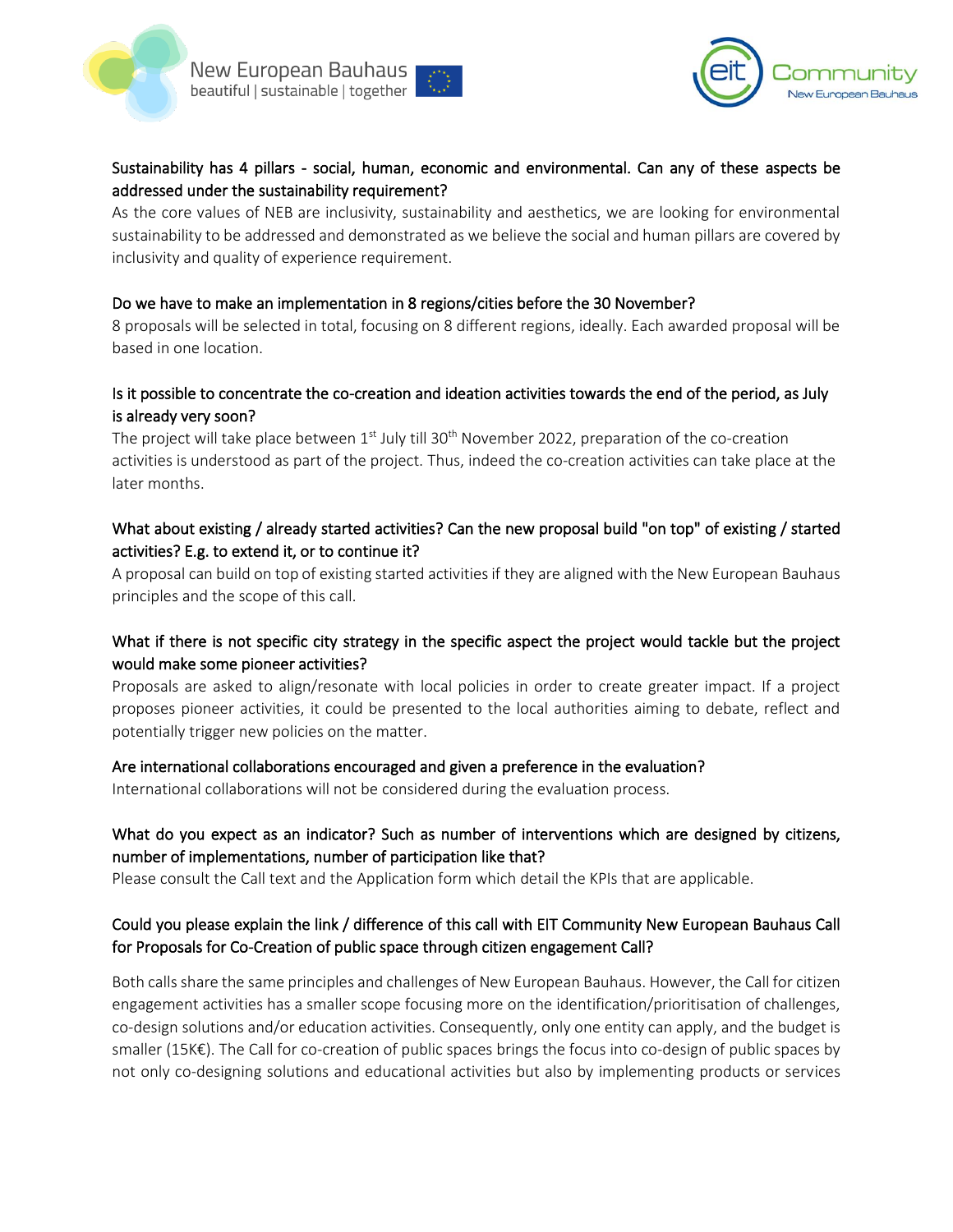**Sustainability has 4 pillars - social, human, economic and environmental. Can any of these aspects be addressed under the sustainability requirement?**

As the core values of NEB are inclusivity, sustainability and aesthetics, we are looking for environmental sustainability to be addressed and demonstrated as we believe the social and human pillars are covered by inclusivity and quality of experience requirement.

**Do we have to make an implementation in 8 regions/cities before the 30 November?**

8 proposals will be selected in total, focusing on 8 different regions, ideally. Each awarded proposal will be based in one location.

**Is it possible to concentrate the co-creation and ideation activities towards the end of the period, as July is already very soon?**

The project will take place between 1st July till 30th November 2022, preparation of the co-creation activities is understood as part of the project. Thus, indeed the co-creation activities can take place at the later months.

**What about existing / already started activities? Can the new proposal build "on top" of existing / started activities? E.g. to extend it, or to continue it?**

A proposal can build on top of existing started activities if they are aligned with the New European Bauhaus principles and the scope of this call.

**What if there is not specific city strategy in the specific aspect the project would tackle but the project would make some pioneer activities?**

Proposals are asked to align/resonate with local policies in order to create greater impact. If a project proposes pioneer activities, it could be presented to the local authorities aiming to debate, reflect and potentially trigger new policies on the matter.

**Are international collaborations encouraged and given a preference in the evaluation?**

International collaborations will not be considered during the evaluation process.

**What do you expect as an indicator? Such as number of interventions which are designed by citizens, number of implementations, number of participation like that?**

Please consult the Call text and the Application form which detail the KPIs that are applicable.

**Could you please explain the link / difference of this call with EIT Community New European Bauhaus Call for Proposals for Co-Creation of public space through citizen engagement Call?**

Both calls share the same principles and challenges of New European Bauhaus. However, the Call for citizen engagement activities has a smaller scope focusing more on the identification/prioritisation of challenges, co-design solutions and/or education activities. Consequently, only one entity can apply, and the budget is smaller (15K€). The Call for co-creation of public spaces brings the focus into co-design of public spaces by not only co-designing solutions and educational activities but also by implementing products or services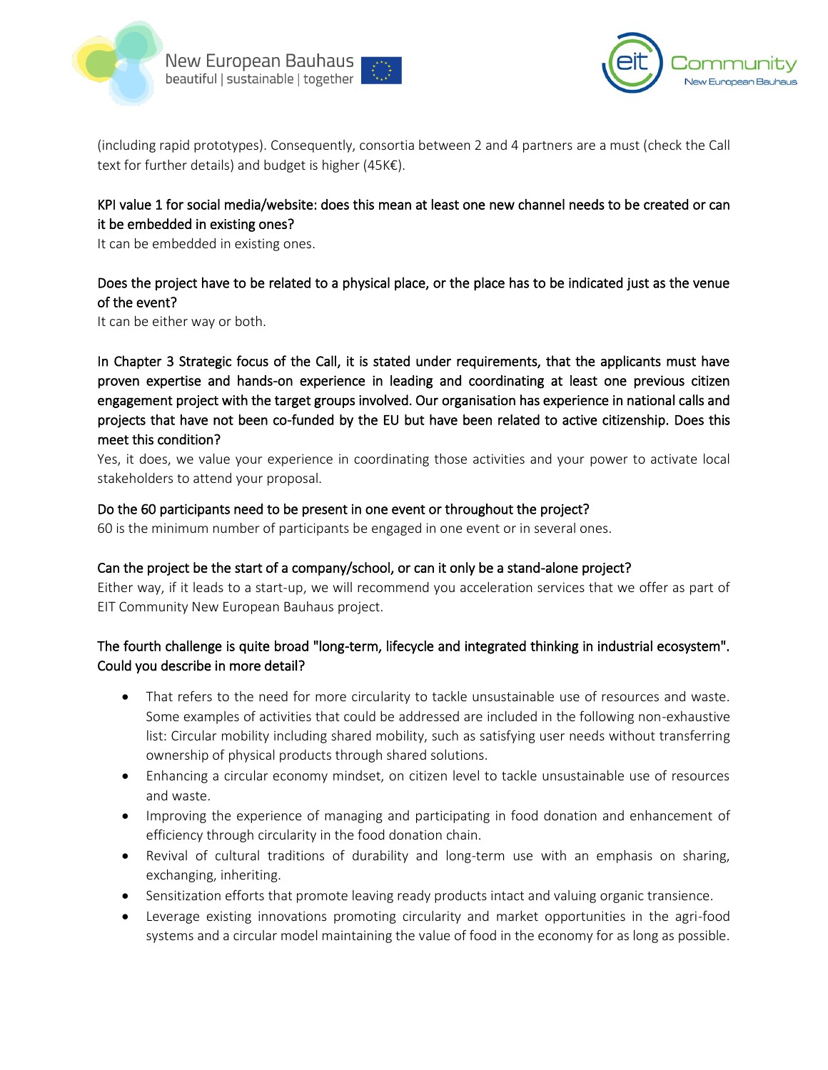(including rapid prototypes). Consequently, consortia between 2 and 4 partners are a must (check the Call text for further details) and budget is higher (45K€).

**KPI value 1 for social media/website: does this mean at least one new channel needs to be created or can it be embedded in existing ones?**
It can be embedded in existing ones.

**Does the project have to be related to a physical place, or the place has to be indicated just as the venue of the event?**
It can be either way or both.

**In Chapter 3 Strategic focus of the Call, it is stated under requirements, that the applicants must have proven expertise and hands-on experience in leading and coordinating at least one previous citizen engagement project with the target groups involved. Our organisation has experience in national calls and projects that have not been co-funded by the EU but have been related to active citizenship. Does this meet this condition?**
Yes, it does, we value your experience in coordinating those activities and your power to activate local stakeholders to attend your proposal.

**Do the 60 participants need to be present in one event or throughout the project?**
60 is the minimum number of participants be engaged in one event or in several ones.

**Can the project be the start of a company/school, or can it only be a stand-alone project?**
Either way, if it leads to a start-up, we will recommend you acceleration services that we offer as part of EIT Community New European Bauhaus project.

**The fourth challenge is quite broad "long-term, lifecycle and integrated thinking in industrial ecosystem". Could you describe in more detail?**

- That refers to the need for more circularity to tackle unsustainable use of resources and waste. Some examples of activities that could be addressed are included in the following non-exhaustive list: Circular mobility including shared mobility, such as satisfying user needs without transferring ownership of physical products through shared solutions.
- Enhancing a circular economy mindset, on citizen level to tackle unsustainable use of resources and waste.
- Improving the experience of managing and participating in food donation and enhancement of efficiency through circularity in the food donation chain.
- Revival of cultural traditions of durability and long-term use with an emphasis on sharing, exchanging, inheriting.
- Sensitization efforts that promote leaving ready products intact and valuing organic transience.
- Leverage existing innovations promoting circularity and market opportunities in the agri-food systems and a circular model maintaining the value of food in the economy for as long as possible.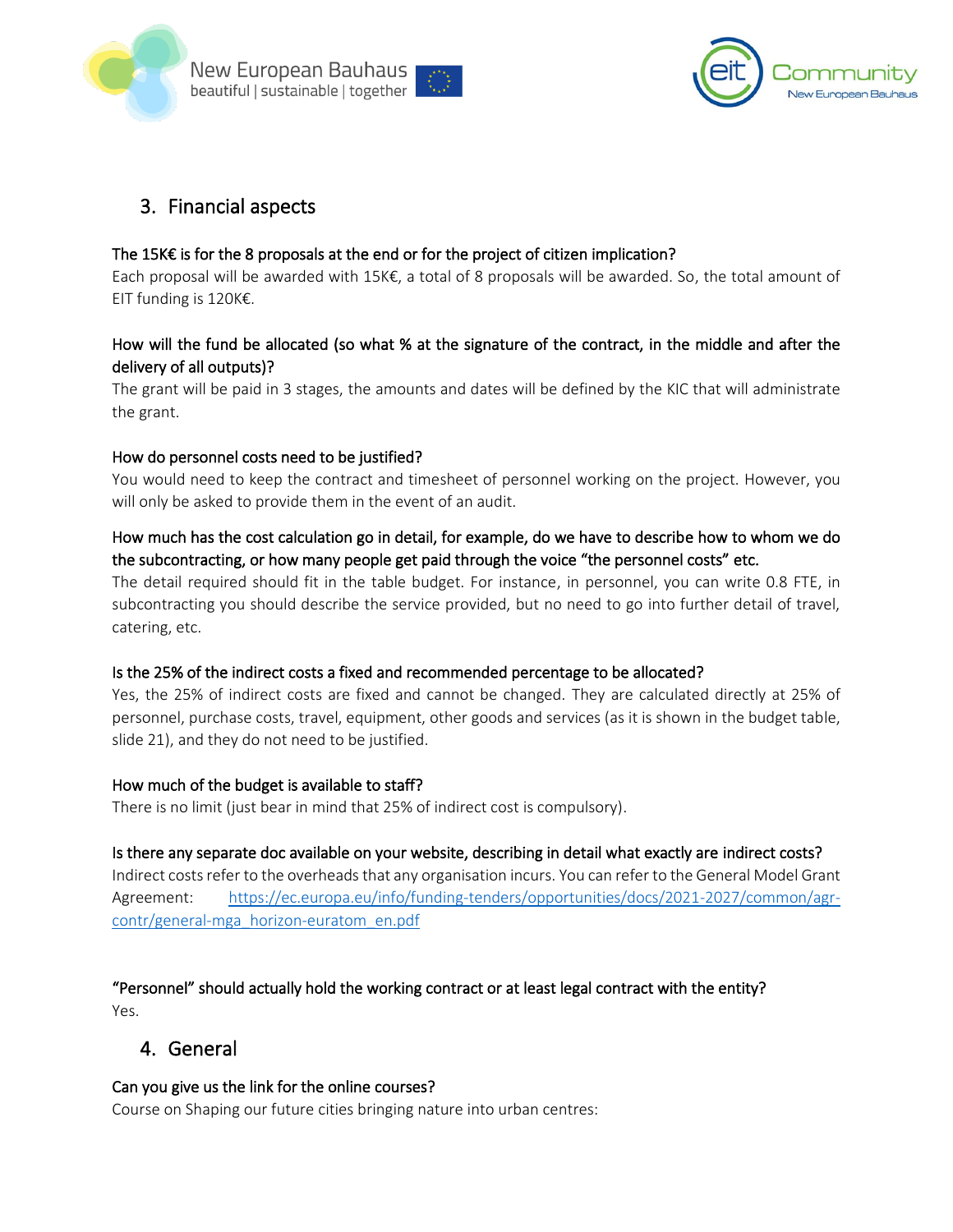## 3. Financial aspects

**The 15K€ is for the 8 proposals at the end or for the project of citizen implication?**

Each proposal will be awarded with 15K€, a total of 8 proposals will be awarded. So, the total amount of EIT funding is 120K€.

**How will the fund be allocated (so what % at the signature of the contract, in the middle and after the delivery of all outputs)?**

The grant will be paid in 3 stages, the amounts and dates will be defined by the KIC that will administrate the grant.

**How do personnel costs need to be justified?**

You would need to keep the contract and timesheet of personnel working on the project. However, you will only be asked to provide them in the event of an audit.

**How much has the cost calculation go in detail, for example, do we have to describe how to whom we do the subcontracting, or how many people get paid through the voice "the personnel costs" etc.**

The detail required should fit in the table budget. For instance, in personnel, you can write 0.8 FTE, in subcontracting you should describe the service provided, but no need to go into further detail of travel, catering, etc.

**Is the 25% of the indirect costs a fixed and recommended percentage to be allocated?**

Yes, the 25% of indirect costs are fixed and cannot be changed. They are calculated directly at 25% of personnel, purchase costs, travel, equipment, other goods and services (as it is shown in the budget table, slide 21), and they do not need to be justified.

**How much of the budget is available to staff?**

There is no limit (just bear in mind that 25% of indirect cost is compulsory).

**Is there any separate doc available on your website, describing in detail what exactly are indirect costs?**

Indirect costs refer to the overheads that any organisation incurs. You can refer to the General Model Grant Agreement: https://ec.europa.eu/info/funding-tenders/opportunities/docs/2021-2027/common/agr-contr/general-mga_horizon-euratom_en.pdf

**"Personnel" should actually hold the working contract or at least legal contract with the entity?**

Yes.

## 4. General

**Can you give us the link for the online courses?**

Course on Shaping our future cities bringing nature into urban centres: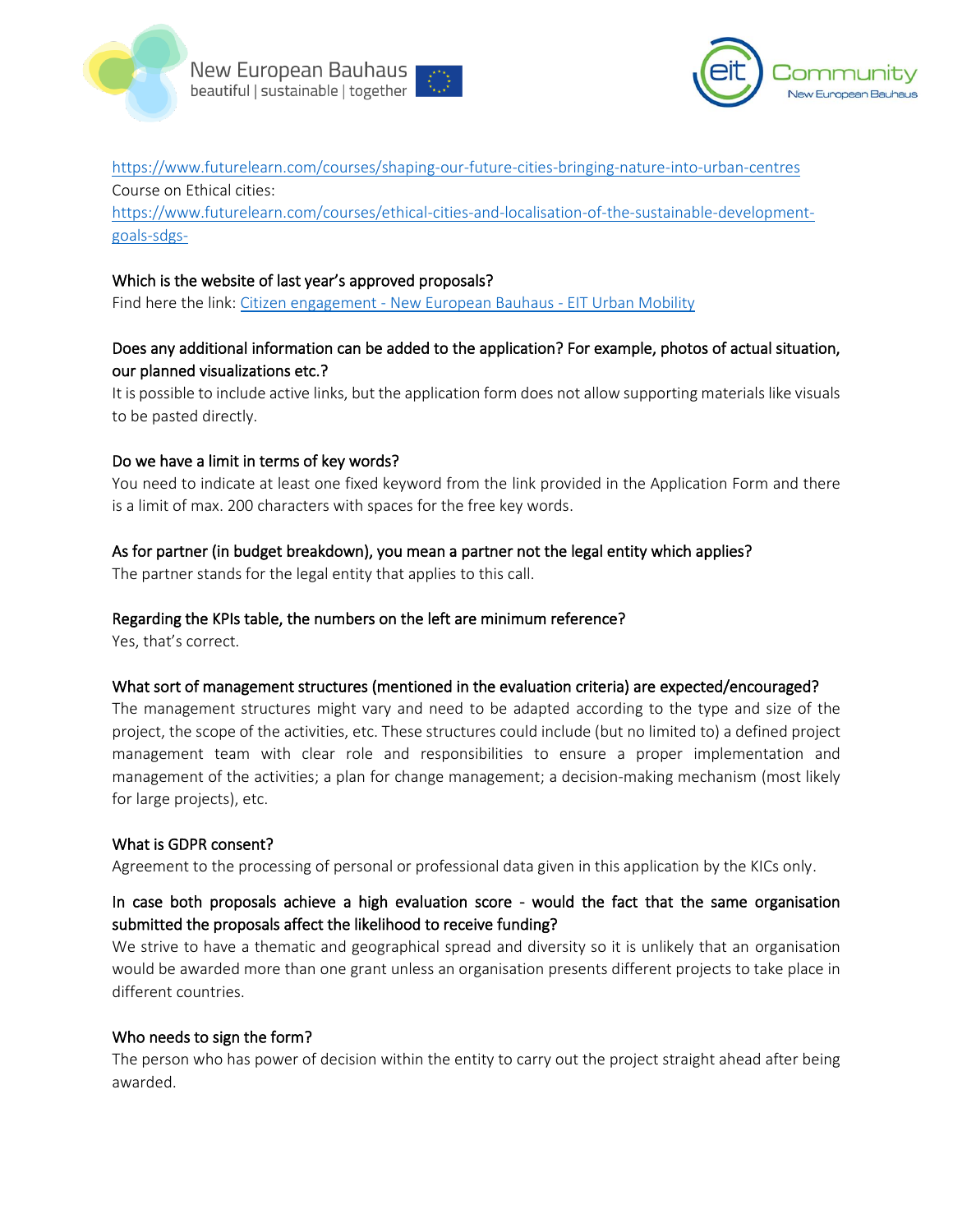https://www.futurelearn.com/courses/shaping-our-future-cities-bringing-nature-into-urban-centres
Course on Ethical cities:
https://www.futurelearn.com/courses/ethical-cities-and-localisation-of-the-sustainable-development-goals-sdgs-

### Which is the website of last year's approved proposals?

Find here the link: [Citizen engagement - New European Bauhaus - EIT Urban Mobility]

### Does any additional information can be added to the application? For example, photos of actual situation, our planned visualizations etc.?

It is possible to include active links, but the application form does not allow supporting materials like visuals to be pasted directly.

### Do we have a limit in terms of key words?

You need to indicate at least one fixed keyword from the link provided in the Application Form and there is a limit of max. 200 characters with spaces for the free key words.

### As for partner (in budget breakdown), you mean a partner not the legal entity which applies?

The partner stands for the legal entity that applies to this call.

### Regarding the KPIs table, the numbers on the left are minimum reference?

Yes, that's correct.

### What sort of management structures (mentioned in the evaluation criteria) are expected/encouraged?

The management structures might vary and need to be adapted according to the type and size of the project, the scope of the activities, etc. These structures could include (but no limited to) a defined project management team with clear role and responsibilities to ensure a proper implementation and management of the activities; a plan for change management; a decision-making mechanism (most likely for large projects), etc.

### What is GDPR consent?

Agreement to the processing of personal or professional data given in this application by the KICs only.

### In case both proposals achieve a high evaluation score - would the fact that the same organisation submitted the proposals affect the likelihood to receive funding?

We strive to have a thematic and geographical spread and diversity so it is unlikely that an organisation would be awarded more than one grant unless an organisation presents different projects to take place in different countries.

### Who needs to sign the form?

The person who has power of decision within the entity to carry out the project straight ahead after being awarded.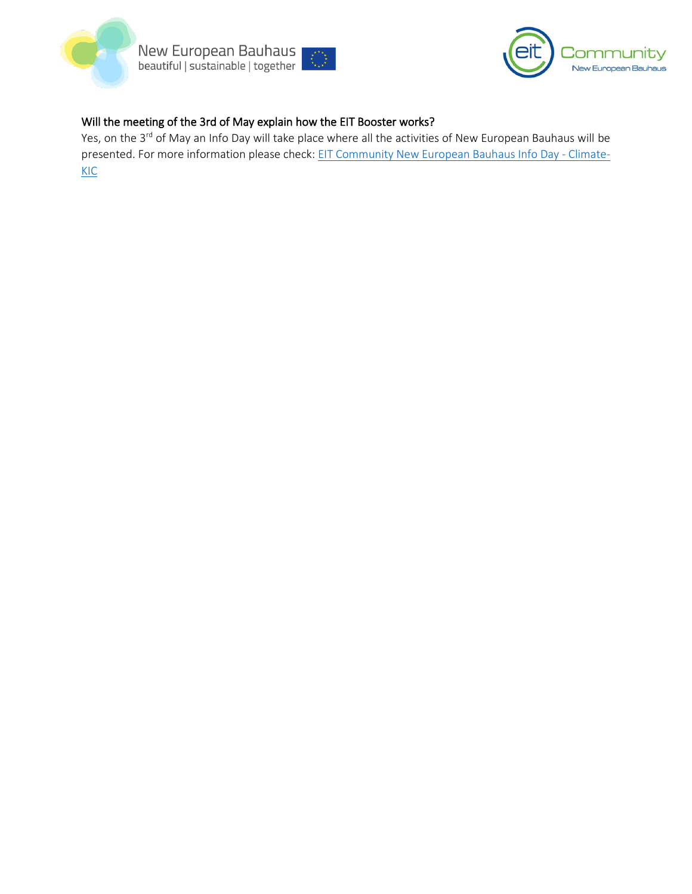**Will the meeting of the 3rd of May explain how the EIT Booster works?**

Yes, on the 3rd of May an Info Day will take place where all the activities of New European Bauhaus will be presented. For more information please check: [EIT Community New European Bauhaus Info Day - Climate-KIC]()